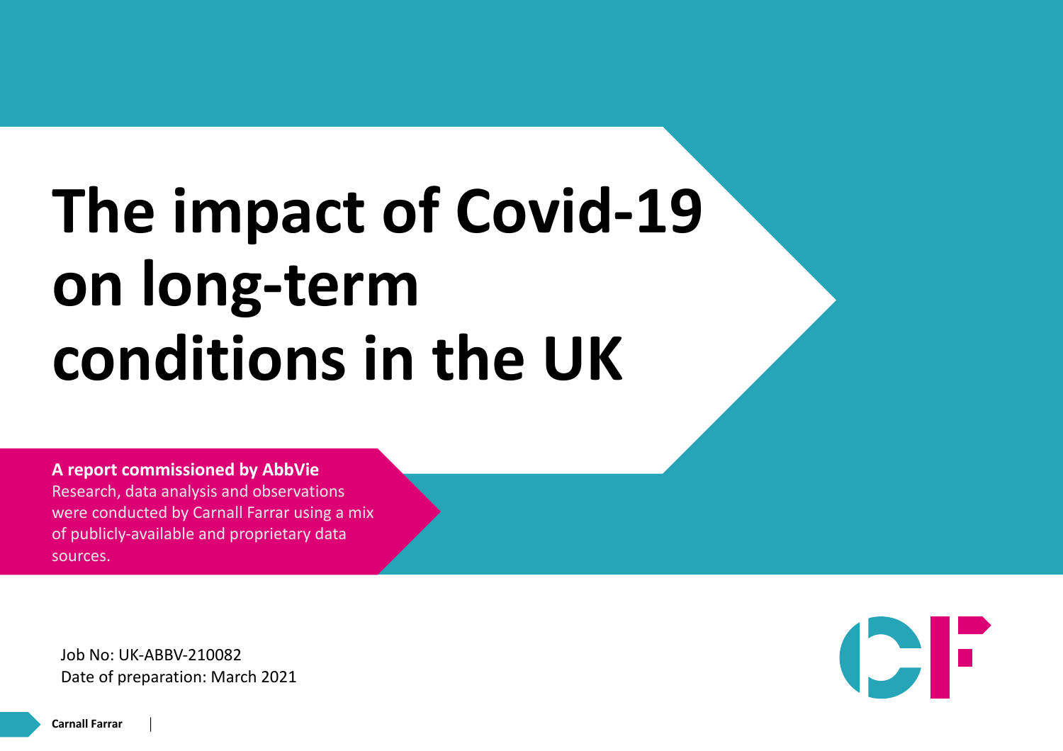# The impact of Covid-19 on long-term conditions in the UK

**A report commissioned by AbbVie**

Research, data analysis and observations were conducted by Carnall Farrar using a mix of publicly-available and proprietary data sources.

Job No: UK-ABBV-210082

Date of preparation: March 2021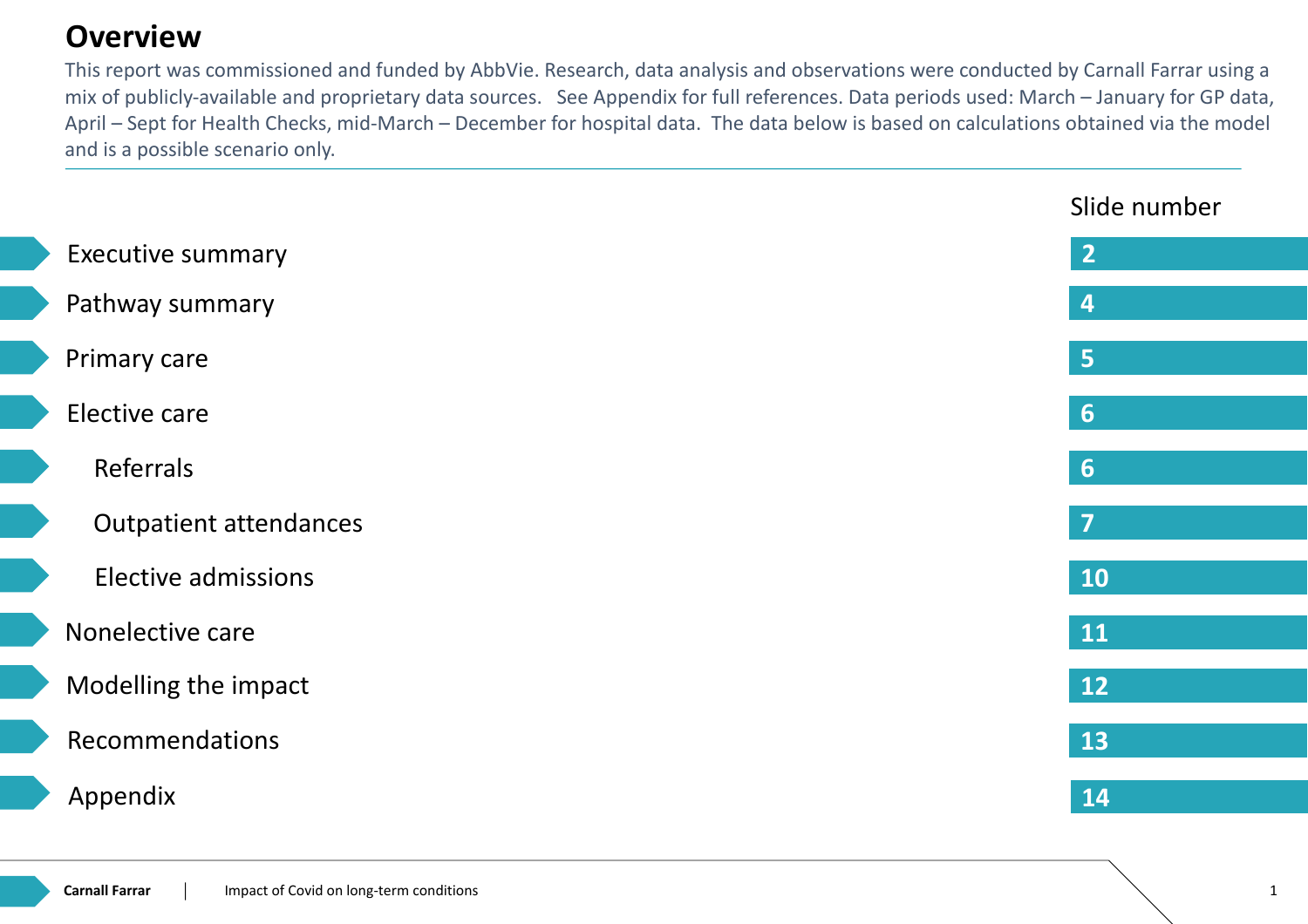# Overview

This report was commissioned and funded by AbbVie. Research, data analysis and observations were conducted by Carnall Farrar using a mix of publicly-available and proprietary data sources. See Appendix for full references. Data periods used: March – January for GP data, April – Sept for Health Checks, mid-March – December for hospital data. The data below is based on calculations obtained via the model and is a possible scenario only.

| | Slide number |
|---|---|
| Executive summary | 2 |
| Pathway summary | 4 |
| Primary care | 5 |
| Elective care | 6 |
| Referrals | 6 |
| Outpatient attendances | 7 |
| Elective admissions | 10 |
| Nonelective care | 11 |
| Modelling the impact | 12 |
| Recommendations | 13 |
| Appendix | 14 |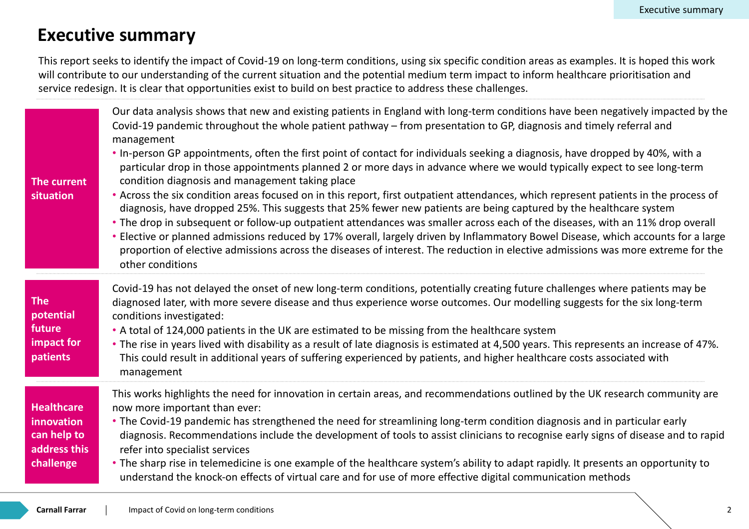# Executive summary

This report seeks to identify the impact of Covid-19 on long-term conditions, using six specific condition areas as examples. It is hoped this work will contribute to our understanding of the current situation and the potential medium term impact to inform healthcare prioritisation and service redesign. It is clear that opportunities exist to build on best practice to address these challenges.

**The current situation**

Our data analysis shows that new and existing patients in England with long-term conditions have been negatively impacted by the Covid-19 pandemic throughout the whole patient pathway – from presentation to GP, diagnosis and timely referral and management

- In-person GP appointments, often the first point of contact for individuals seeking a diagnosis, have dropped by 40%, with a particular drop in those appointments planned 2 or more days in advance where we would typically expect to see long-term condition diagnosis and management taking place
- Across the six condition areas focused on in this report, first outpatient attendances, which represent patients in the process of diagnosis, have dropped 25%. This suggests that 25% fewer new patients are being captured by the healthcare system
- The drop in subsequent or follow-up outpatient attendances was smaller across each of the diseases, with an 11% drop overall
- Elective or planned admissions reduced by 17% overall, largely driven by Inflammatory Bowel Disease, which accounts for a large proportion of elective admissions across the diseases of interest. The reduction in elective admissions was more extreme for the other conditions

**The potential future impact for patients**

Covid-19 has not delayed the onset of new long-term conditions, potentially creating future challenges where patients may be diagnosed later, with more severe disease and thus experience worse outcomes. Our modelling suggests for the six long-term conditions investigated:

- A total of 124,000 patients in the UK are estimated to be missing from the healthcare system
- The rise in years lived with disability as a result of late diagnosis is estimated at 4,500 years. This represents an increase of 47%. This could result in additional years of suffering experienced by patients, and higher healthcare costs associated with management

**Healthcare innovation can help to address this challenge**

This works highlights the need for innovation in certain areas, and recommendations outlined by the UK research community are now more important than ever:

- The Covid-19 pandemic has strengthened the need for streamlining long-term condition diagnosis and in particular early diagnosis. Recommendations include the development of tools to assist clinicians to recognise early signs of disease and to rapid refer into specialist services
- The sharp rise in telemedicine is one example of the healthcare system's ability to adapt rapidly. It presents an opportunity to understand the knock-on effects of virtual care and for use of more effective digital communication methods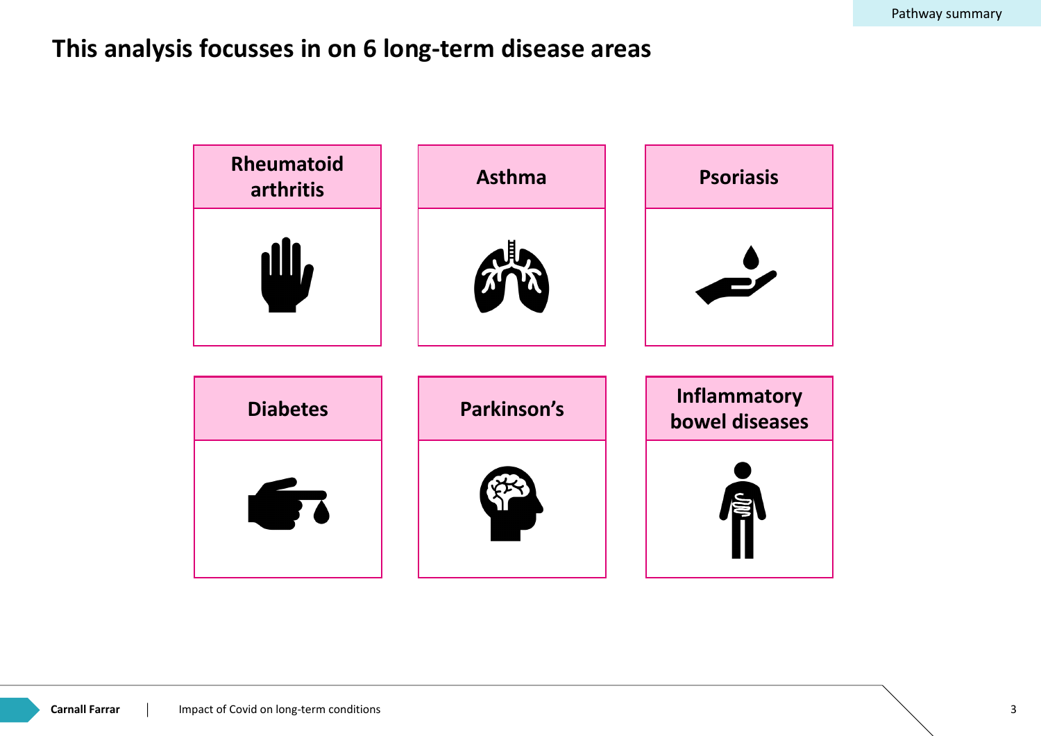# This analysis focusses in on 6 long-term disease areas

- Rheumatoid arthritis
- Asthma
- Psoriasis
- Diabetes
- Parkinson's
- Inflammatory bowel diseases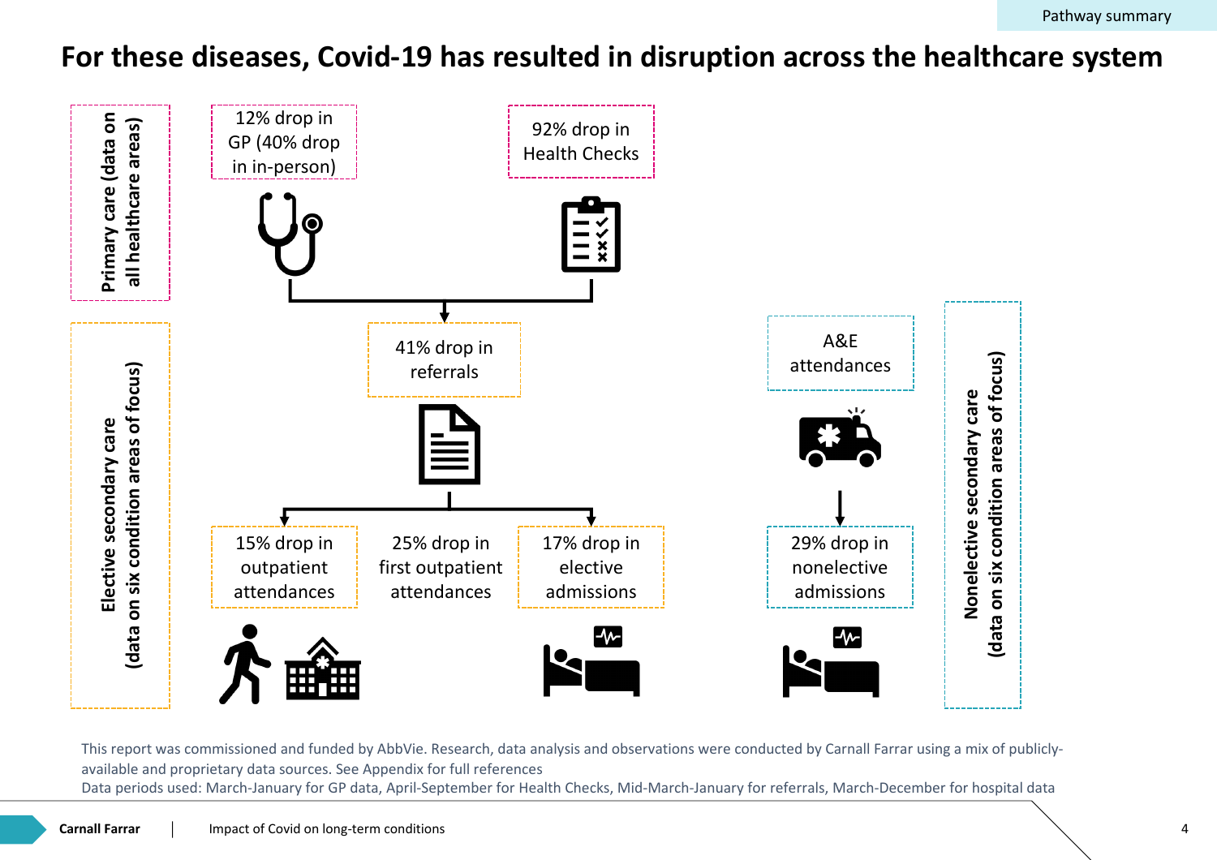# For these diseases, Covid-19 has resulted in disruption across the healthcare system

**Primary care (data on all healthcare areas)**

- 12% drop in GP (40% drop in in-person)
- 92% drop in Health Checks

**Elective secondary care (data on six condition areas of focus)**

- 41% drop in referrals
- 15% drop in outpatient attendances
- 25% drop in first outpatient attendances
- 17% drop in elective admissions

**Nonelective secondary care (data on six condition areas of focus)**

- A&E attendances
- 29% drop in nonelective admissions

This report was commissioned and funded by AbbVie. Research, data analysis and observations were conducted by Carnall Farrar using a mix of publicly-available and proprietary data sources. See Appendix for full references

Data periods used: March-January for GP data, April-September for Health Checks, Mid-March-January for referrals, March-December for hospital data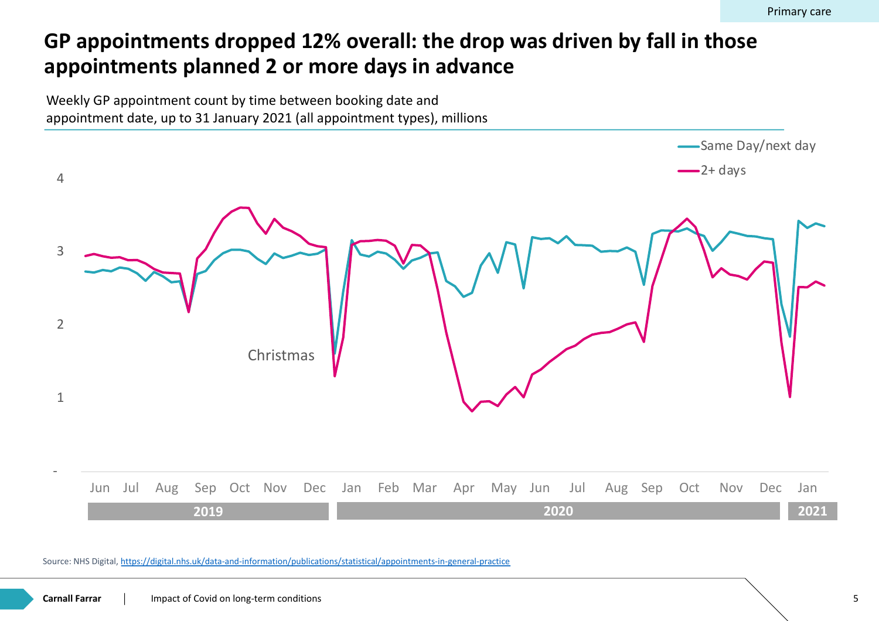# GP appointments dropped 12% overall: the drop was driven by fall in those appointments planned 2 or more days in advance

Weekly GP appointment count by time between booking date and appointment date, up to 31 January 2021 (all appointment types), millions

Source: NHS Digital, https://digital.nhs.uk/data-and-information/publications/statistical/appointments-in-general-practice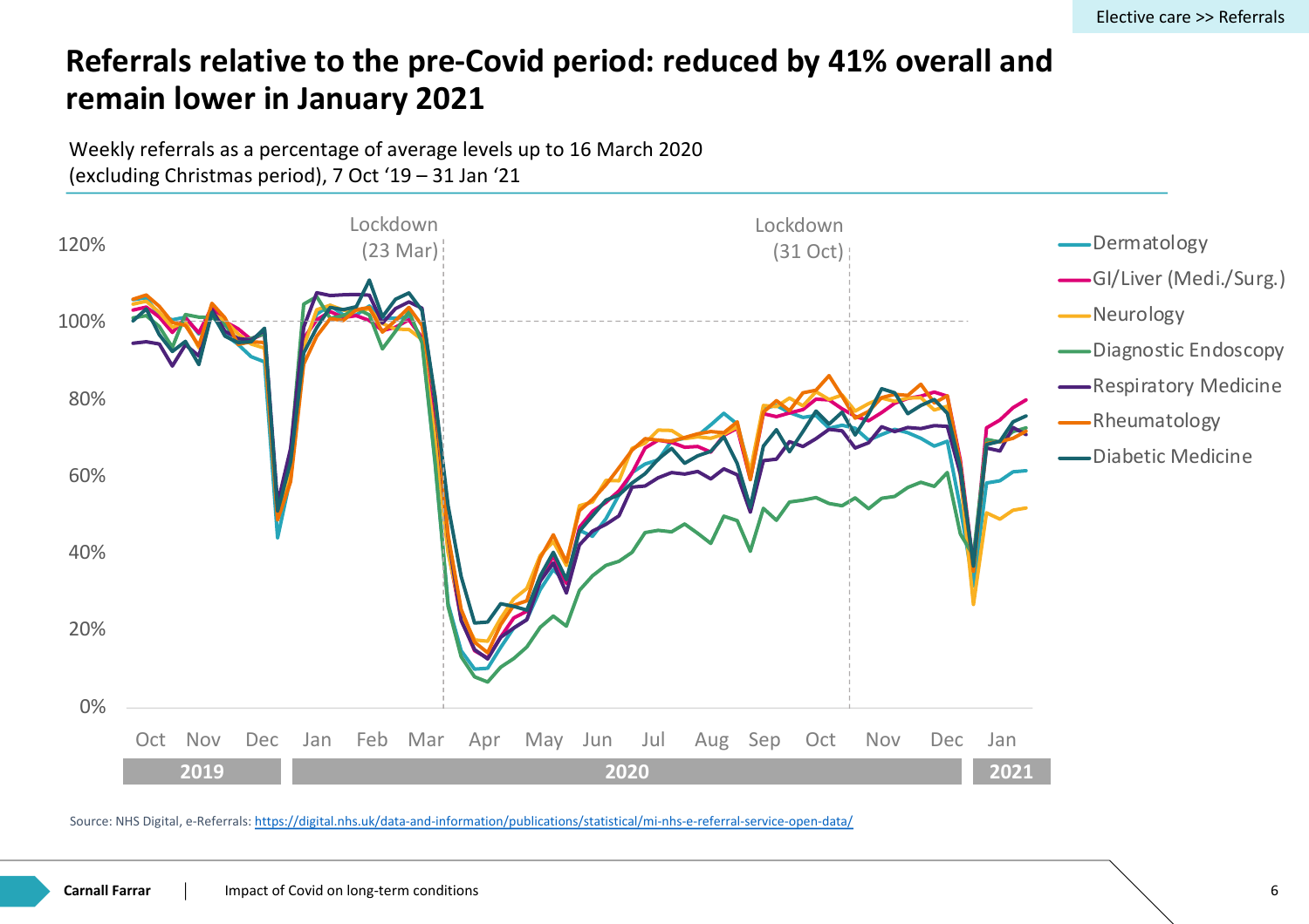# Referrals relative to the pre-Covid period: reduced by 41% overall and remain lower in January 2021

Weekly referrals as a percentage of average levels up to 16 March 2020 (excluding Christmas period), 7 Oct '19 – 31 Jan '21

Lockdown (23 Mar)

Lockdown (31 Oct)

120%
100%
80%
60%
40%
20%
0%

Oct Nov Dec Jan Feb Mar Apr May Jun Jul Aug Sep Oct Nov Dec Jan

2019 | 2020 | 2021

- Dermatology
- GI/Liver (Medi./Surg.)
- Neurology
- Diagnostic Endoscopy
- Respiratory Medicine
- Rheumatology
- Diabetic Medicine

Source: NHS Digital, e-Referrals: https://digital.nhs.uk/data-and-information/publications/statistical/mi-nhs-e-referral-service-open-data/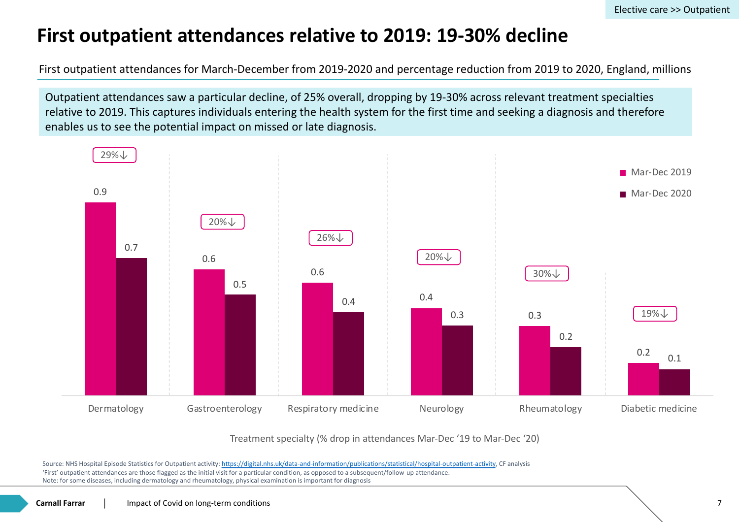Elective care >> Outpatient

# First outpatient attendances relative to 2019: 19-30% decline

First outpatient attendances for March-December from 2019-2020 and percentage reduction from 2019 to 2020, England, millions

Outpatient attendances saw a particular decline, of 25% overall, dropping by 19-30% across relevant treatment specialties relative to 2019. This captures individuals entering the health system for the first time and seeking a diagnosis and therefore enables us to see the potential impact on missed or late diagnosis.

| Treatment specialty | Mar-Dec 2019 | Mar-Dec 2020 | % drop |
|---|---|---|---|
| Dermatology | 0.9 | 0.7 | 29%↓ |
| Gastroenterology | 0.6 | 0.5 | 20%↓ |
| Respiratory medicine | 0.6 | 0.4 | 26%↓ |
| Neurology | 0.4 | 0.3 | 20%↓ |
| Rheumatology | 0.3 | 0.2 | 30%↓ |
| Diabetic medicine | 0.2 | 0.1 | 19%↓ |

Treatment specialty (% drop in attendances Mar-Dec '19 to Mar-Dec '20)

Source: NHS Hospital Episode Statistics for Outpatient activity: https://digital.nhs.uk/data-and-information/publications/statistical/hospital-outpatient-activity, CF analysis
'First' outpatient attendances are those flagged as the initial visit for a particular condition, as opposed to a subsequent/follow-up attendance.
Note: for some diseases, including dermatology and rheumatology, physical examination is important for diagnosis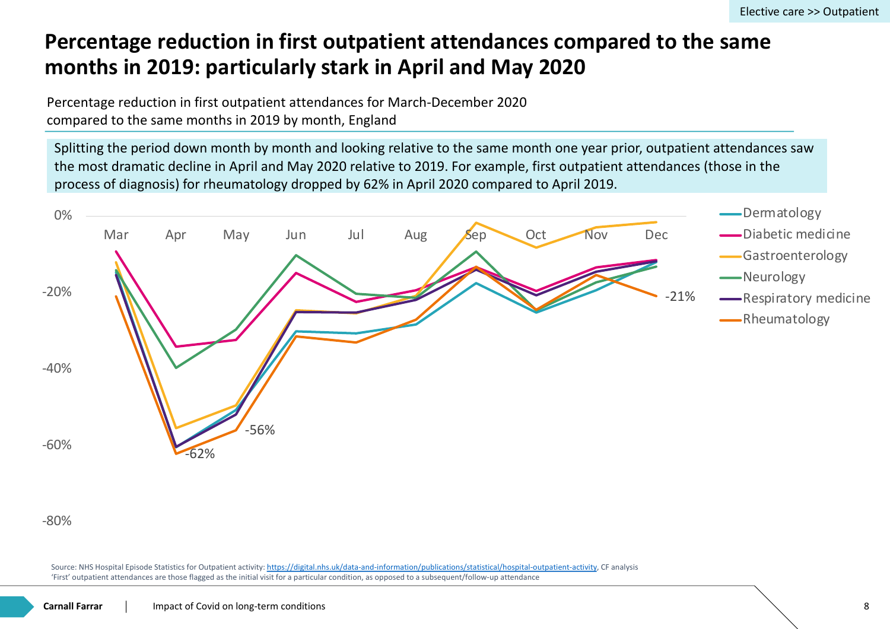# Percentage reduction in first outpatient attendances compared to the same months in 2019: particularly stark in April and May 2020

Percentage reduction in first outpatient attendances for March-December 2020 compared to the same months in 2019 by month, England

Splitting the period down month by month and looking relative to the same month one year prior, outpatient attendances saw the most dramatic decline in April and May 2020 relative to 2019. For example, first outpatient attendances (those in the process of diagnosis) for rheumatology dropped by 62% in April 2020 compared to April 2019.

Source: NHS Hospital Episode Statistics for Outpatient activity: https://digital.nhs.uk/data-and-information/publications/statistical/hospital-outpatient-activity, CF analysis
'First' outpatient attendances are those flagged as the initial visit for a particular condition, as opposed to a subsequent/follow-up attendance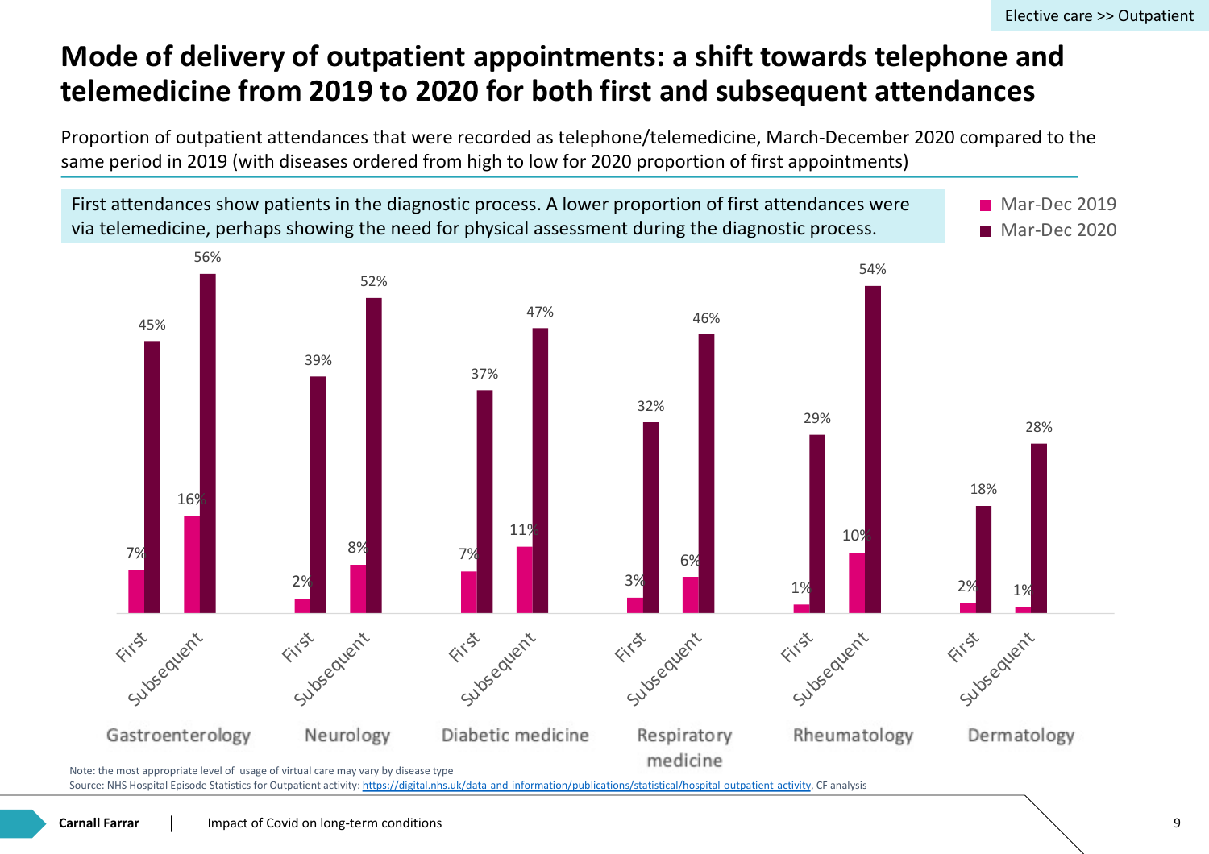Elective care >> Outpatient

# Mode of delivery of outpatient appointments: a shift towards telephone and telemedicine from 2019 to 2020 for both first and subsequent attendances

Proportion of outpatient attendances that were recorded as telephone/telemedicine, March-December 2020 compared to the same period in 2019 (with diseases ordered from high to low for 2020 proportion of first appointments)

First attendances show patients in the diagnostic process. A lower proportion of first attendances were via telemedicine, perhaps showing the need for physical assessment during the diagnostic process.

| Specialty | Attendance | Mar-Dec 2019 | Mar-Dec 2020 |
|---|---|---|---|
| Gastroenterology | First | 7% | 45% |
| Gastroenterology | Subsequent | 16% | 56% |
| Neurology | First | 2% | 39% |
| Neurology | Subsequent | 8% | 52% |
| Diabetic medicine | First | 7% | 37% |
| Diabetic medicine | Subsequent | 11% | 47% |
| Respiratory medicine | First | 3% | 32% |
| Respiratory medicine | Subsequent | 6% | 46% |
| Rheumatology | First | 1% | 29% |
| Rheumatology | Subsequent | 10% | 54% |
| Dermatology | First | 2% | 18% |
| Dermatology | Subsequent | 1% | 28% |

Note: the most appropriate level of usage of virtual care may vary by disease type

Source: NHS Hospital Episode Statistics for Outpatient activity: https://digital.nhs.uk/data-and-information/publications/statistical/hospital-outpatient-activity, CF analysis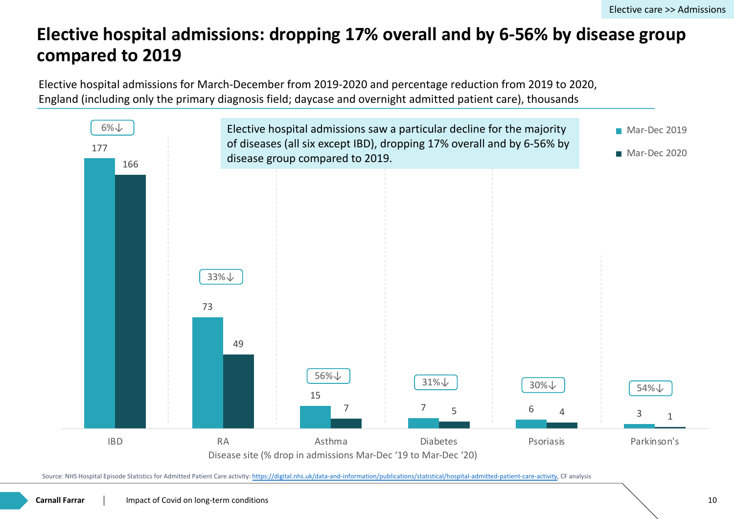# Elective hospital admissions: dropping 17% overall and by 6-56% by disease group compared to 2019

Elective hospital admissions for March-December from 2019-2020 and percentage reduction from 2019 to 2020, England (including only the primary diagnosis field; daycase and overnight admitted patient care), thousands

Elective hospital admissions saw a particular decline for the majority of diseases (all six except IBD), dropping 17% overall and by 6-56% by disease group compared to 2019.

| Disease site | Mar-Dec 2019 | Mar-Dec 2020 | % drop |
|---|---|---|---|
| IBD | 177 | 166 | 6%↓ |
| RA | 73 | 49 | 33%↓ |
| Asthma | 15 | 7 | 56%↓ |
| Diabetes | 7 | 5 | 31%↓ |
| Psoriasis | 6 | 4 | 30%↓ |
| Parkinson's | 3 | 1 | 54%↓ |

Disease site (% drop in admissions Mar-Dec '19 to Mar-Dec '20)

Source: NHS Hospital Episode Statistics for Admitted Patient Care activity: https://digital.nhs.uk/data-and-information/publications/statistical/hospital-admitted-patient-care-activity, CF analysis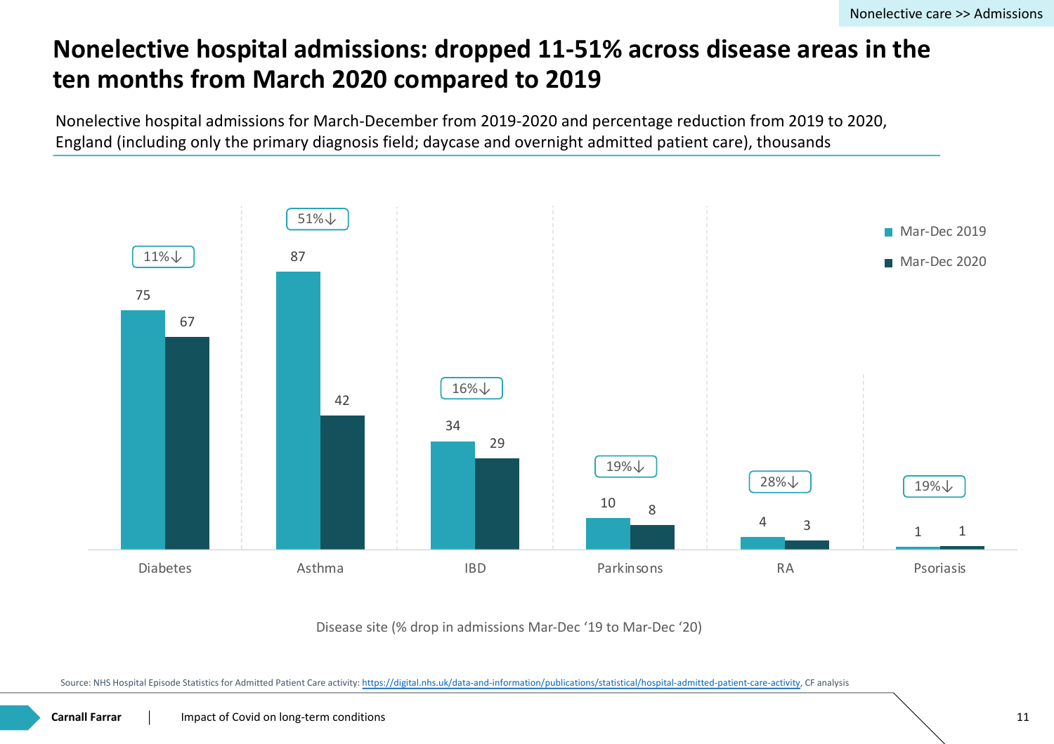# Nonelective hospital admissions: dropped 11-51% across disease areas in the ten months from March 2020 compared to 2019

Nonelective hospital admissions for March-December from 2019-2020 and percentage reduction from 2019 to 2020, England (including only the primary diagnosis field; daycase and overnight admitted patient care), thousands

| Disease site | Mar-Dec 2019 | Mar-Dec 2020 | % drop |
|---|---|---|---|
| Diabetes | 75 | 67 | 11%↓ |
| Asthma | 87 | 42 | 51%↓ |
| IBD | 34 | 29 | 16%↓ |
| Parkinsons | 10 | 8 | 19%↓ |
| RA | 4 | 3 | 28%↓ |
| Psoriasis | 1 | 1 | 19%↓ |

Disease site (% drop in admissions Mar-Dec '19 to Mar-Dec '20)

Source: NHS Hospital Episode Statistics for Admitted Patient Care activity: https://digital.nhs.uk/data-and-information/publications/statistical/hospital-admitted-patient-care-activity, CF analysis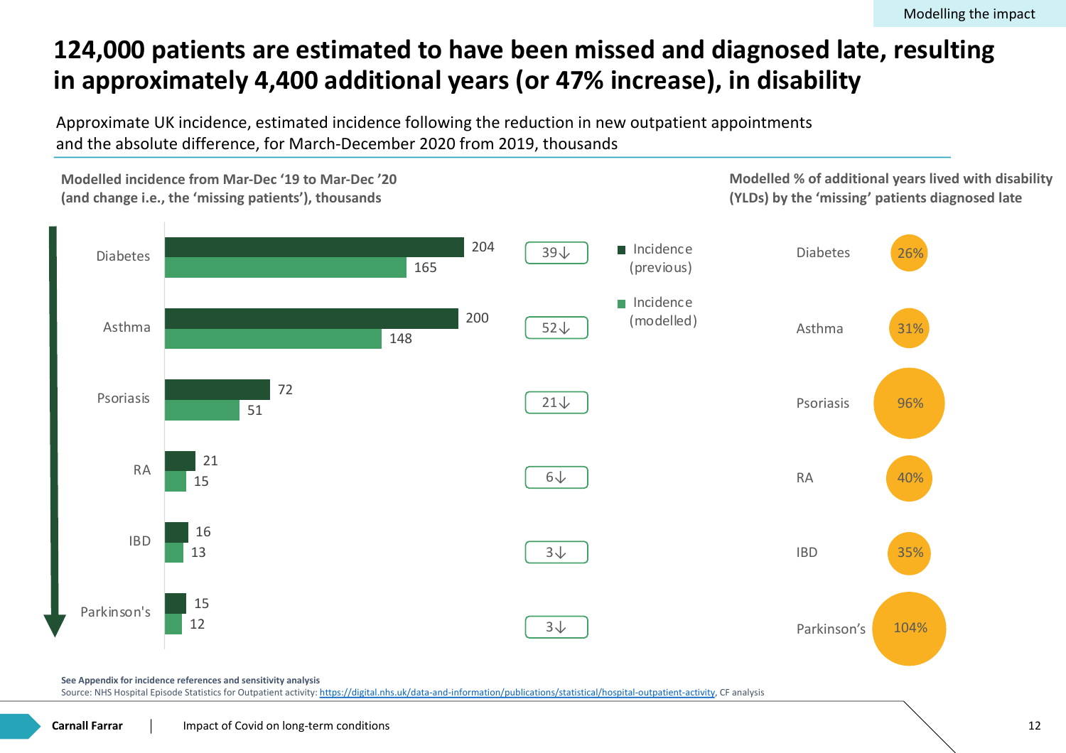Modelling the impact

# 124,000 patients are estimated to have been missed and diagnosed late, resulting in approximately 4,400 additional years (or 47% increase), in disability

Approximate UK incidence, estimated incidence following the reduction in new outpatient appointments and the absolute difference, for March-December 2020 from 2019, thousands

**Modelled incidence from Mar-Dec '19 to Mar-Dec '20 (and change i.e., the 'missing patients'), thousands**

| Condition | Incidence (previous) | Incidence (modelled) | Change |
|---|---|---|---|
| Diabetes | 204 | 165 | 39↓ |
| Asthma | 200 | 148 | 52↓ |
| Psoriasis | 72 | 51 | 21↓ |
| RA | 21 | 15 | 6↓ |
| IBD | 16 | 13 | 3↓ |
| Parkinson's | 15 | 12 | 3↓ |

**Modelled % of additional years lived with disability (YLDs) by the 'missing' patients diagnosed late**

| Condition | % additional YLDs |
|---|---|
| Diabetes | 26% |
| Asthma | 31% |
| Psoriasis | 96% |
| RA | 40% |
| IBD | 35% |
| Parkinson's | 104% |

**See Appendix for incidence references and sensitivity analysis**

Source: NHS Hospital Episode Statistics for Outpatient activity: https://digital.nhs.uk/data-and-information/publications/statistical/hospital-outpatient-activity, CF analysis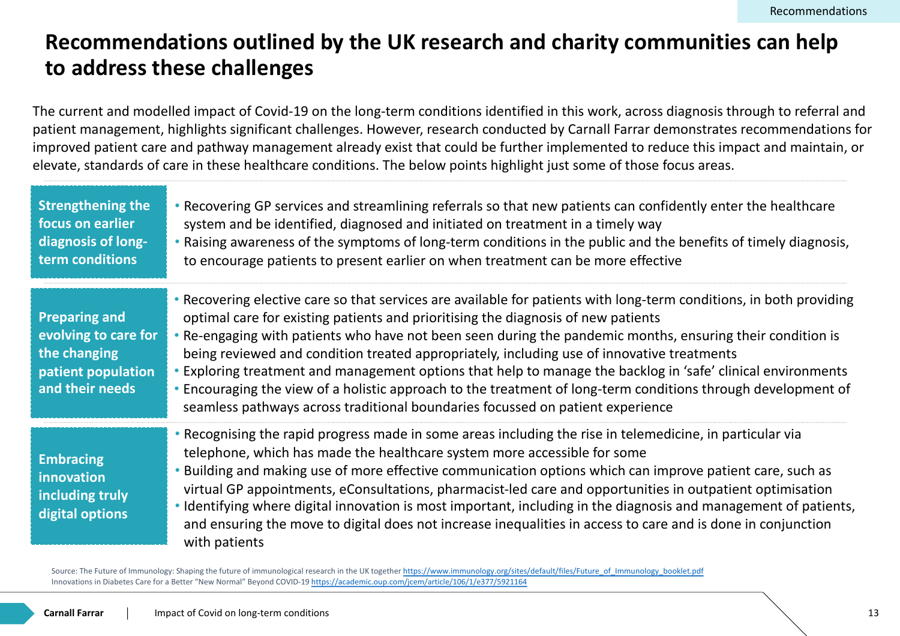# Recommendations outlined by the UK research and charity communities can help to address these challenges

The current and modelled impact of Covid-19 on the long-term conditions identified in this work, across diagnosis through to referral and patient management, highlights significant challenges. However, research conducted by Carnall Farrar demonstrates recommendations for improved patient care and pathway management already exist that could be further implemented to reduce this impact and maintain, or elevate, standards of care in these healthcare conditions. The below points highlight just some of those focus areas.

### Strengthening the focus on earlier diagnosis of long-term conditions

- Recovering GP services and streamlining referrals so that new patients can confidently enter the healthcare system and be identified, diagnosed and initiated on treatment in a timely way
- Raising awareness of the symptoms of long-term conditions in the public and the benefits of timely diagnosis, to encourage patients to present earlier on when treatment can be more effective

### Preparing and evolving to care for the changing patient population and their needs

- Recovering elective care so that services are available for patients with long-term conditions, in both providing optimal care for existing patients and prioritising the diagnosis of new patients
- Re-engaging with patients who have not been seen during the pandemic months, ensuring their condition is being reviewed and condition treated appropriately, including use of innovative treatments
- Exploring treatment and management options that help to manage the backlog in 'safe' clinical environments
- Encouraging the view of a holistic approach to the treatment of long-term conditions through development of seamless pathways across traditional boundaries focussed on patient experience

### Embracing innovation including truly digital options

- Recognising the rapid progress made in some areas including the rise in telemedicine, in particular via telephone, which has made the healthcare system more accessible for some
- Building and making use of more effective communication options which can improve patient care, such as virtual GP appointments, eConsultations, pharmacist-led care and opportunities in outpatient optimisation
- Identifying where digital innovation is most important, including in the diagnosis and management of patients, and ensuring the move to digital does not increase inequalities in access to care and is done in conjunction with patients

Source: The Future of Immunology: Shaping the future of immunological research in the UK together https://www.immunology.org/sites/default/files/Future_of_Immunology_booklet.pdf
Innovations in Diabetes Care for a Better "New Normal" Beyond COVID-19 https://academic.oup.com/jcem/article/106/1/e377/5921164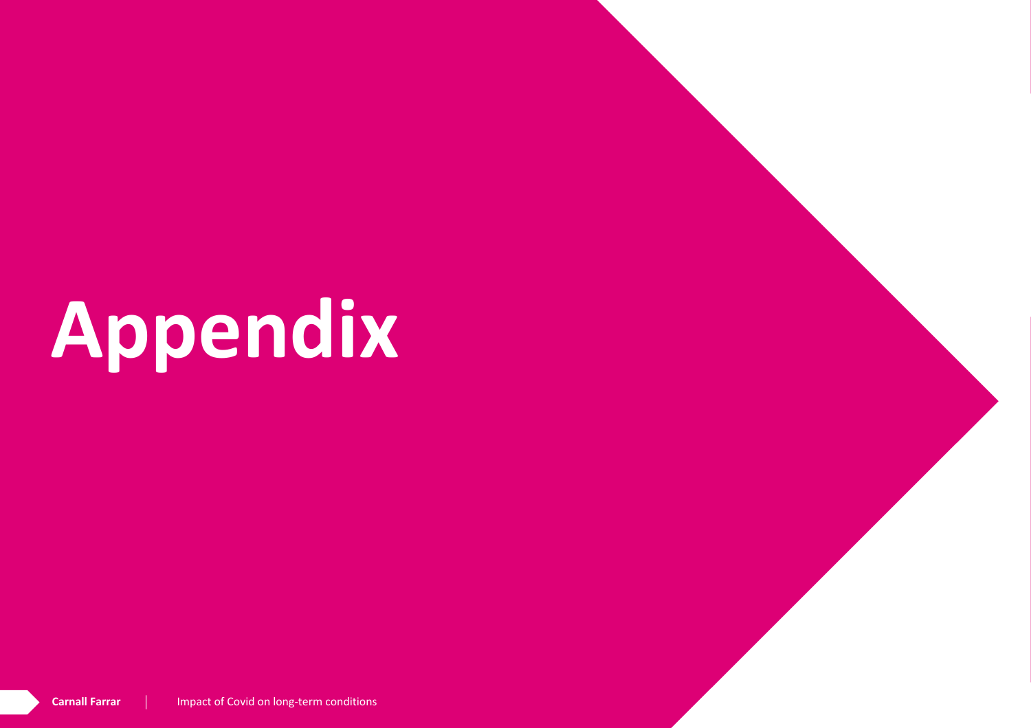# Appendix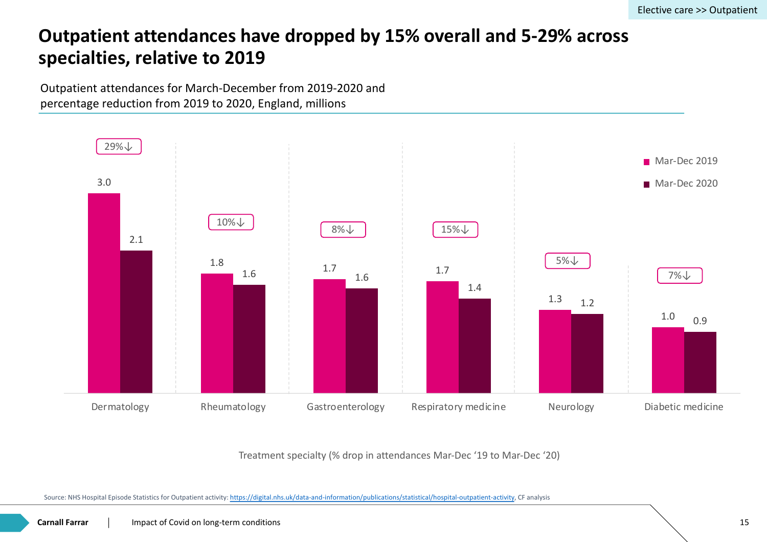Elective care >> Outpatient

# Outpatient attendances have dropped by 15% overall and 5-29% across specialties, relative to 2019

Outpatient attendances for March-December from 2019-2020 and percentage reduction from 2019 to 2020, England, millions

| Treatment specialty | Mar-Dec 2019 | Mar-Dec 2020 | % drop |
|---|---|---|---|
| Dermatology | 3.0 | 2.1 | 29%↓ |
| Rheumatology | 1.8 | 1.6 | 10%↓ |
| Gastroenterology | 1.7 | 1.6 | 8%↓ |
| Respiratory medicine | 1.7 | 1.4 | 15%↓ |
| Neurology | 1.3 | 1.2 | 5%↓ |
| Diabetic medicine | 1.0 | 0.9 | 7%↓ |

Treatment specialty (% drop in attendances Mar-Dec '19 to Mar-Dec '20)

Source: NHS Hospital Episode Statistics for Outpatient activity: https://digital.nhs.uk/data-and-information/publications/statistical/hospital-outpatient-activity, CF analysis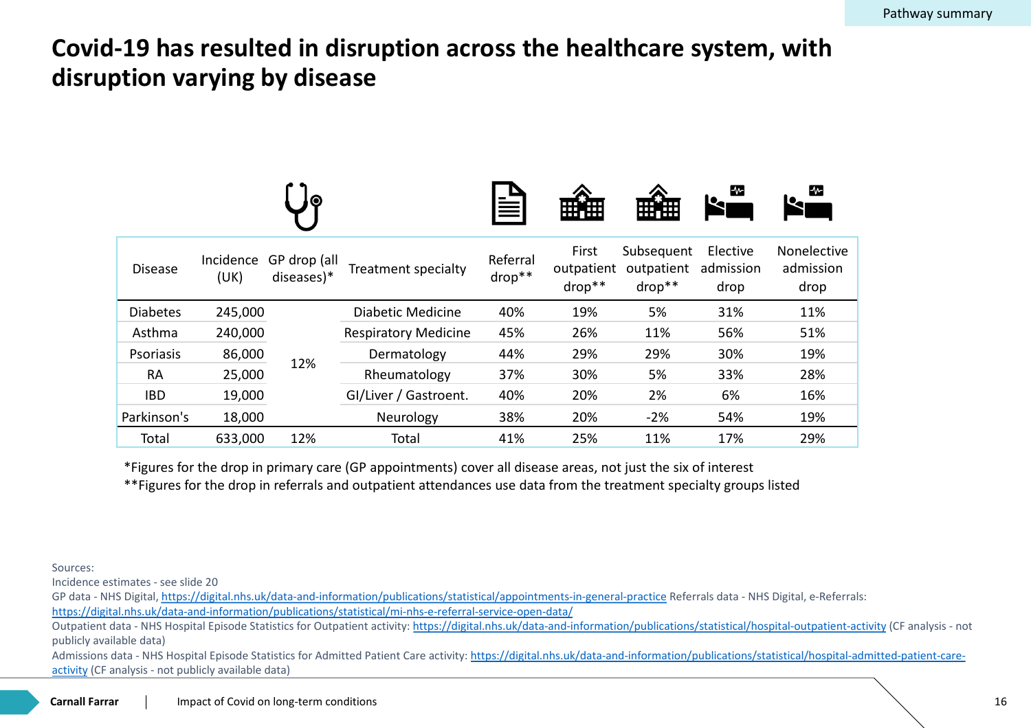Pathway summary

# Covid-19 has resulted in disruption across the healthcare system, with disruption varying by disease

| Disease | Incidence (UK) | GP drop (all diseases)* | Treatment specialty | Referral drop** | First outpatient drop** | Subsequent outpatient drop** | Elective admission drop | Nonelective admission drop |
|---|---|---|---|---|---|---|---|---|
| Diabetes | 245,000 | 12% | Diabetic Medicine | 40% | 19% | 5% | 31% | 11% |
| Asthma | 240,000 | | Respiratory Medicine | 45% | 26% | 11% | 56% | 51% |
| Psoriasis | 86,000 | | Dermatology | 44% | 29% | 29% | 30% | 19% |
| RA | 25,000 | | Rheumatology | 37% | 30% | 5% | 33% | 28% |
| IBD | 19,000 | | GI/Liver / Gastroent. | 40% | 20% | 2% | 6% | 16% |
| Parkinson's | 18,000 | | Neurology | 38% | 20% | -2% | 54% | 19% |
| Total | 633,000 | 12% | Total | 41% | 25% | 11% | 17% | 29% |

*Figures for the drop in primary care (GP appointments) cover all disease areas, not just the six of interest

**Figures for the drop in referrals and outpatient attendances use data from the treatment specialty groups listed

Sources:
Incidence estimates - see slide 20
GP data - NHS Digital, https://digital.nhs.uk/data-and-information/publications/statistical/appointments-in-general-practice Referrals data - NHS Digital, e-Referrals: https://digital.nhs.uk/data-and-information/publications/statistical/mi-nhs-e-referral-service-open-data/
Outpatient data - NHS Hospital Episode Statistics for Outpatient activity: https://digital.nhs.uk/data-and-information/publications/statistical/hospital-outpatient-activity (CF analysis - not publicly available data)
Admissions data - NHS Hospital Episode Statistics for Admitted Patient Care activity: https://digital.nhs.uk/data-and-information/publications/statistical/hospital-admitted-patient-care-activity (CF analysis - not publicly available data)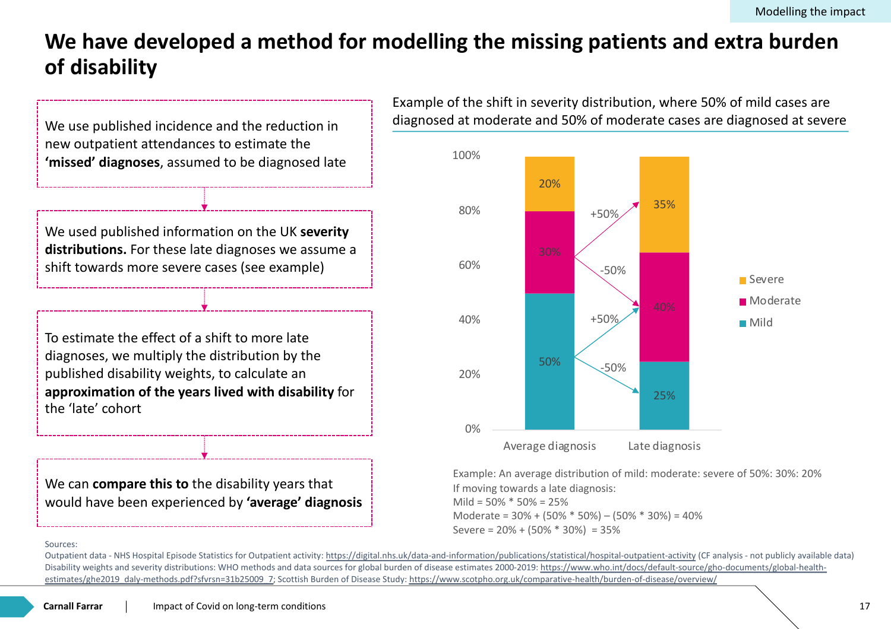Modelling the impact

# We have developed a method for modelling the missing patients and extra burden of disability

We use published incidence and the reduction in new outpatient attendances to estimate the **'missed' diagnoses**, assumed to be diagnosed late

↓

We used published information on the UK **severity distributions.** For these late diagnoses we assume a shift towards more severe cases (see example)

↓

To estimate the effect of a shift to more late diagnoses, we multiply the distribution by the published disability weights, to calculate an **approximation of the years lived with disability** for the 'late' cohort

↓

We can **compare this to** the disability years that would have been experienced by **'average' diagnosis**

Example of the shift in severity distribution, where 50% of mild cases are diagnosed at moderate and 50% of moderate cases are diagnosed at severe

| | Average diagnosis | Late diagnosis |
|---|---|---|
| Severe | 20% | 35% |
| Moderate | 30% | 40% |
| Mild | 50% | 25% |

(Shifts: Moderate → Severe +50%; Moderate −50%; Mild → Moderate +50%; Mild −50%)

Example: An average distribution of mild: moderate: severe of 50%: 30%: 20%
If moving towards a late diagnosis:
Mild = 50% * 50% = 25%
Moderate = 30% + (50% * 50%) – (50% * 30%) = 40%
Severe = 20% + (50% * 30%) = 35%

Sources:
Outpatient data - NHS Hospital Episode Statistics for Outpatient activity: https://digital.nhs.uk/data-and-information/publications/statistical/hospital-outpatient-activity (CF analysis - not publicly available data)
Disability weights and severity distributions: WHO methods and data sources for global burden of disease estimates 2000-2019: https://www.who.int/docs/default-source/gho-documents/global-health-estimates/ghe2019_daly-methods.pdf?sfvrsn=31b25009_7; Scottish Burden of Disease Study: https://www.scotpho.org.uk/comparative-health/burden-of-disease/overview/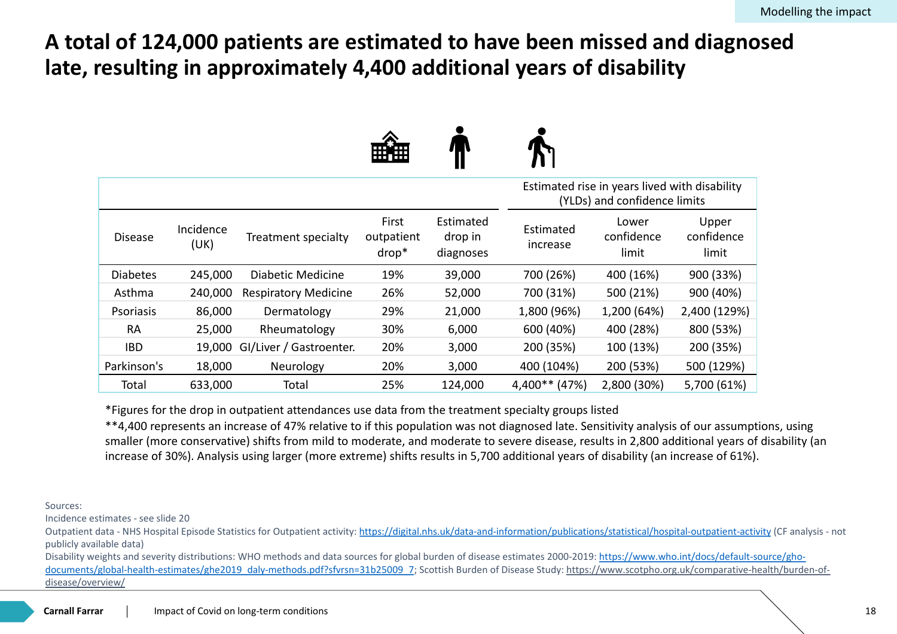# A total of 124,000 patients are estimated to have been missed and diagnosed late, resulting in approximately 4,400 additional years of disability

| Disease | Incidence (UK) | Treatment specialty | First outpatient drop* | Estimated drop in diagnoses | Estimated rise in years lived with disability (YLDs) and confidence limits | | |
|---|---|---|---|---|---|---|---|
| | | | | | Estimated increase | Lower confidence limit | Upper confidence limit |
| Diabetes | 245,000 | Diabetic Medicine | 19% | 39,000 | 700 (26%) | 400 (16%) | 900 (33%) |
| Asthma | 240,000 | Respiratory Medicine | 26% | 52,000 | 700 (31%) | 500 (21%) | 900 (40%) |
| Psoriasis | 86,000 | Dermatology | 29% | 21,000 | 1,800 (96%) | 1,200 (64%) | 2,400 (129%) |
| RA | 25,000 | Rheumatology | 30% | 6,000 | 600 (40%) | 400 (28%) | 800 (53%) |
| IBD | 19,000 | GI/Liver / Gastroenter. | 20% | 3,000 | 200 (35%) | 100 (13%) | 200 (35%) |
| Parkinson's | 18,000 | Neurology | 20% | 3,000 | 400 (104%) | 200 (53%) | 500 (129%) |
| Total | 633,000 | Total | 25% | 124,000 | 4,400** (47%) | 2,800 (30%) | 5,700 (61%) |

*Figures for the drop in outpatient attendances use data from the treatment specialty groups listed

**4,400 represents an increase of 47% relative to if this population was not diagnosed late. Sensitivity analysis of our assumptions, using smaller (more conservative) shifts from mild to moderate, and moderate to severe disease, results in 2,800 additional years of disability (an increase of 30%). Analysis using larger (more extreme) shifts results in 5,700 additional years of disability (an increase of 61%).

Sources:
Incidence estimates - see slide 20
Outpatient data - NHS Hospital Episode Statistics for Outpatient activity: https://digital.nhs.uk/data-and-information/publications/statistical/hospital-outpatient-activity (CF analysis - not publicly available data)
Disability weights and severity distributions: WHO methods and data sources for global burden of disease estimates 2000-2019: https://www.who.int/docs/default-source/gho-documents/global-health-estimates/ghe2019_daly-methods.pdf?sfvrsn=31b25009_7; Scottish Burden of Disease Study: https://www.scotpho.org.uk/comparative-health/burden-of-disease/overview/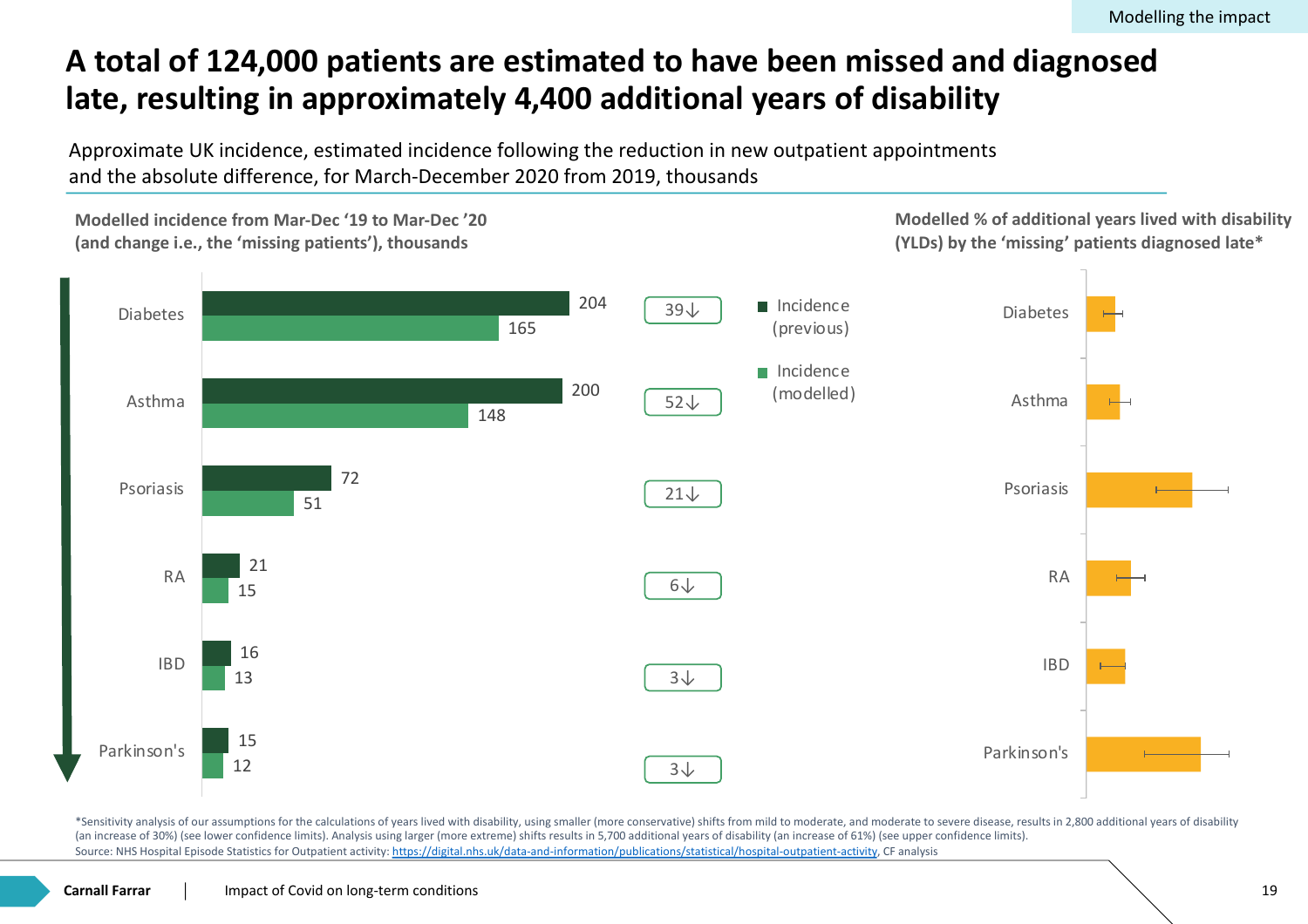Modelling the impact

# A total of 124,000 patients are estimated to have been missed and diagnosed late, resulting in approximately 4,400 additional years of disability

Approximate UK incidence, estimated incidence following the reduction in new outpatient appointments and the absolute difference, for March-December 2020 from 2019, thousands

**Modelled incidence from Mar-Dec '19 to Mar-Dec '20 (and change i.e., the 'missing patients'), thousands**

| Condition | Incidence (previous) | Incidence (modelled) | Change |
|---|---|---|---|
| Diabetes | 204 | 165 | 39↓ |
| Asthma | 200 | 148 | 52↓ |
| Psoriasis | 72 | 51 | 21↓ |
| RA | 21 | 15 | 6↓ |
| IBD | 16 | 13 | 3↓ |
| Parkinson's | 15 | 12 | 3↓ |

**Modelled % of additional years lived with disability (YLDs) by the 'missing' patients diagnosed late***

Diabetes, Asthma, Psoriasis, RA, IBD, Parkinson's

*Sensitivity analysis of our assumptions for the calculations of years lived with disability, using smaller (more conservative) shifts from mild to moderate, and moderate to severe disease, results in 2,800 additional years of disability (an increase of 30%) (see lower confidence limits). Analysis using larger (more extreme) shifts results in 5,700 additional years of disability (an increase of 61%) (see upper confidence limits).
Source: NHS Hospital Episode Statistics for Outpatient activity: https://digital.nhs.uk/data-and-information/publications/statistical/hospital-outpatient-activity, CF analysis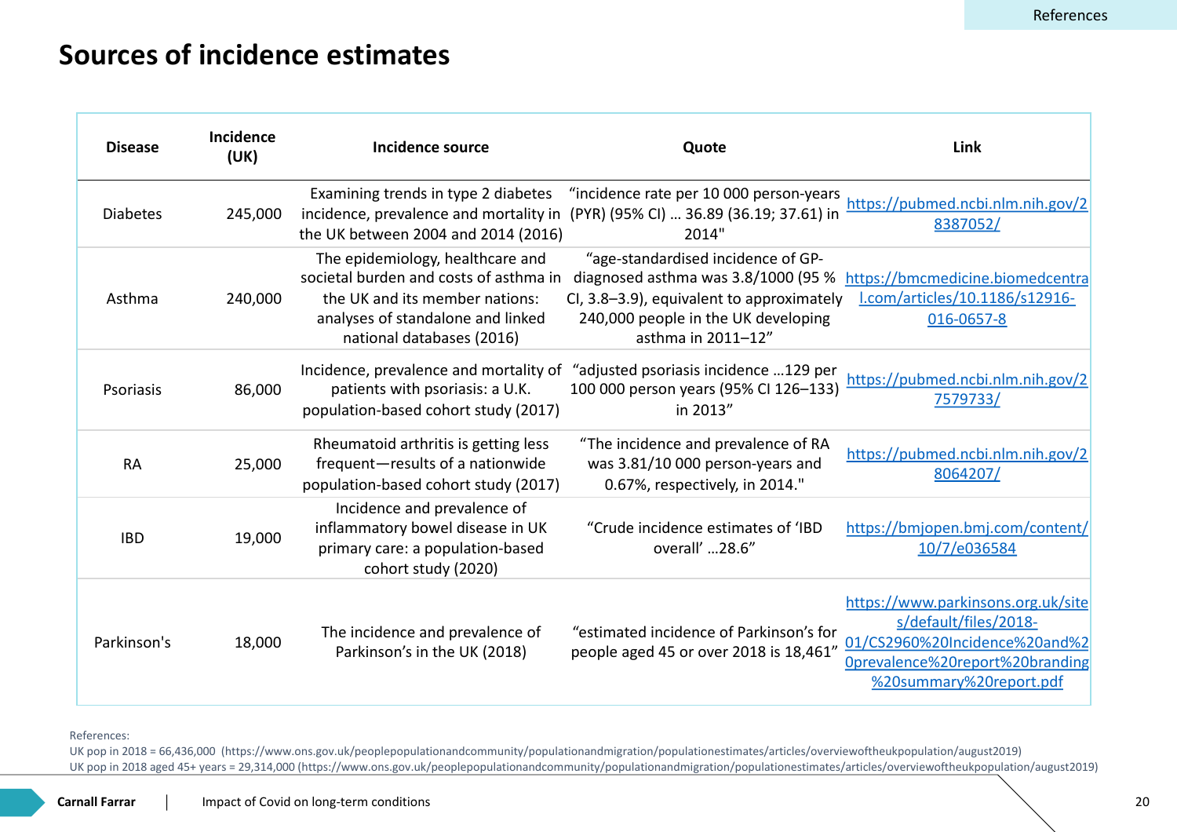References

# Sources of incidence estimates

| Disease | Incidence (UK) | Incidence source | Quote | Link |
|---|---|---|---|---|
| Diabetes | 245,000 | Examining trends in type 2 diabetes incidence, prevalence and mortality in the UK between 2004 and 2014 (2016) | "incidence rate per 10 000 person-years (PYR) (95% CI) … 36.89 (36.19; 37.61) in 2014" | https://pubmed.ncbi.nlm.nih.gov/28387052/ |
| Asthma | 240,000 | The epidemiology, healthcare and societal burden and costs of asthma in the UK and its member nations: analyses of standalone and linked national databases (2016) | "age-standardised incidence of GP-diagnosed asthma was 3.8/1000 (95 % CI, 3.8–3.9), equivalent to approximately 240,000 people in the UK developing asthma in 2011–12" | https://bmcmedicine.biomedcentral.com/articles/10.1186/s12916-016-0657-8 |
| Psoriasis | 86,000 | Incidence, prevalence and mortality of patients with psoriasis: a U.K. population-based cohort study (2017) | "adjusted psoriasis incidence …129 per 100 000 person years (95% CI 126–133) in 2013" | https://pubmed.ncbi.nlm.nih.gov/27579733/ |
| RA | 25,000 | Rheumatoid arthritis is getting less frequent—results of a nationwide population-based cohort study (2017) | "The incidence and prevalence of RA was 3.81/10 000 person-years and 0.67%, respectively, in 2014." | https://pubmed.ncbi.nlm.nih.gov/28064207/ |
| IBD | 19,000 | Incidence and prevalence of inflammatory bowel disease in UK primary care: a population-based cohort study (2020) | "Crude incidence estimates of 'IBD overall' …28.6" | https://bmjopen.bmj.com/content/10/7/e036584 |
| Parkinson's | 18,000 | The incidence and prevalence of Parkinson's in the UK (2018) | "estimated incidence of Parkinson's for people aged 45 or over 2018 is 18,461" | https://www.parkinsons.org.uk/sites/default/files/2018-01/CS2960%20Incidence%20and%20prevalence%20report%20branding%20summary%20report.pdf |

References:
UK pop in 2018 = 66,436,000 (https://www.ons.gov.uk/peoplepopulationandcommunity/populationandmigration/populationestimates/articles/overviewoftheukpopulation/august2019)
UK pop in 2018 aged 45+ years = 29,314,000 (https://www.ons.gov.uk/peoplepopulationandcommunity/populationandmigration/populationestimates/articles/overviewoftheukpopulation/august2019)